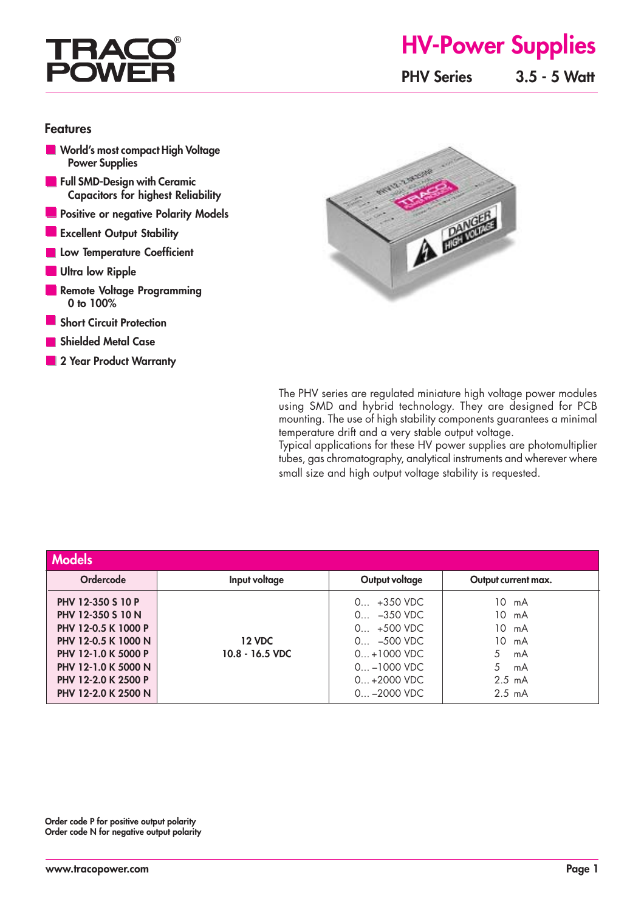# HV-Power Supplies

## PHV Series 3.5 - 5 Watt

### Features

- World's most compact High Voltage Power Supplies
- Full SMD-Design with Ceramic Capacitors for highest Reliability
- Positive or negative Polarity Models
- Excellent Output Stability
- Low Temperature Coefficient
- Ultra low Ripple
- Remote Voltage Programming 0 to 100%
- Short Circuit Protection
- Shielded Metal Case
- 2 Year Product Warranty

The PHV series are regulated miniature high voltage power modules using SMD and hybrid technology. They are designed for PCB mounting. The use of high stability components guarantees a minimal temperature drift and a very stable output voltage.
Typical applications for these HV power supplies are photomultiplier tubes, gas chromatography, analytical instruments and wherever where small size and high output voltage stability is requested.

### Models

| Ordercode | Input voltage | Output voltage | Output current max. |
|---|---|---|---|
| PHV 12-350 S 10 P | 12 VDC<br>10.8 - 16.5 VDC | 0... +350 VDC | 10 mA |
| PHV 12-350 S 10 N | | 0... –350 VDC | 10 mA |
| PHV 12-0.5 K 1000 P | | 0... +500 VDC | 10 mA |
| PHV 12-0.5 K 1000 N | | 0... –500 VDC | 10 mA |
| PHV 12-1.0 K 5000 P | | 0... +1000 VDC | 5 mA |
| PHV 12-1.0 K 5000 N | | 0... –1000 VDC | 5 mA |
| PHV 12-2.0 K 2500 P | | 0... +2000 VDC | 2.5 mA |
| PHV 12-2.0 K 2500 N | | 0... –2000 VDC | 2.5 mA |

**Order code P for positive output polarity**
**Order code N for negative output polarity**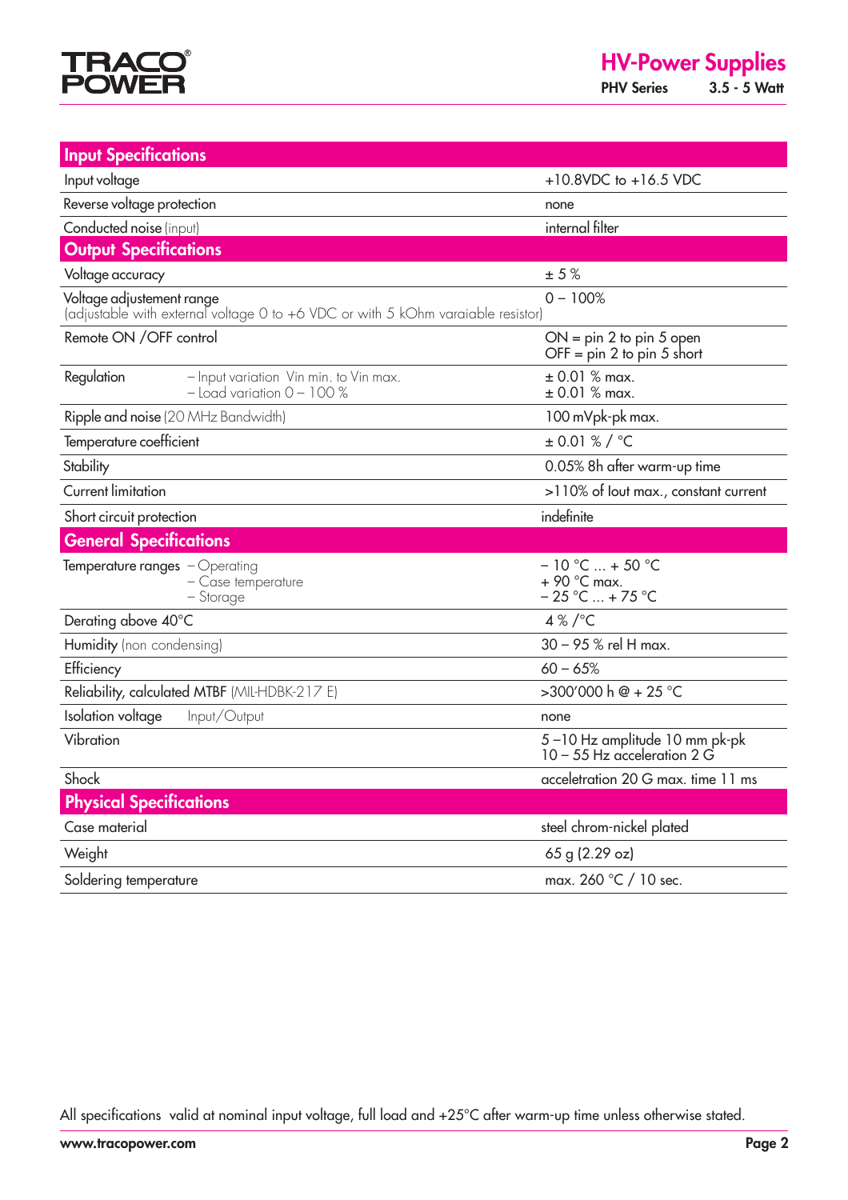## Input Specifications

| Parameter | Value |
|---|---|
| Input voltage | +10.8VDC to +16.5 VDC |
| Reverse voltage protection | none |
| Conducted noise (input) | internal filter |

## Output Specifications

| Parameter | Value |
|---|---|
| Voltage accuracy | ± 5 % |
| Voltage adjustement range (adjustable with external voltage 0 to +6 VDC or with 5 kOhm varaiable resistor) | 0 – 100% |
| Remote ON /OFF control | ON = pin 2 to pin 5 open<br>OFF = pin 2 to pin 5 short |
| Regulation – Input variation Vin min. to Vin max.<br>– Load variation 0 – 100 % | ± 0.01 % max.<br>± 0.01 % max. |
| Ripple and noise (20 MHz Bandwidth) | 100 mVpk-pk max. |
| Temperature coefficient | ± 0.01 % / °C |
| Stability | 0.05% 8h after warm-up time |
| Current limitation | >110% of Iout max., constant current |
| Short circuit protection | indefinite |

## General Specifications

| Parameter | Value |
|---|---|
| Temperature ranges – Operating<br>– Case temperature<br>– Storage | – 10 °C ... + 50 °C<br>+ 90 °C max.<br>– 25 °C ... + 75 °C |
| Derating above 40°C | 4 % /°C |
| Humidity (non condensing) | 30 – 95 % rel H max. |
| Efficiency | 60 – 65% |
| Reliability, calculated MTBF (MIL-HDBK-217 E) | >300'000 h @ + 25 °C |
| Isolation voltage Input/Output | none |
| Vibration | 5 –10 Hz amplitude 10 mm pk-pk<br>10 – 55 Hz acceleration 2 G |
| Shock | acceletration 20 G max. time 11 ms |

## Physical Specifications

| Parameter | Value |
|---|---|
| Case material | steel chrom-nickel plated |
| Weight | 65 g (2.29 oz) |
| Soldering temperature | max. 260 °C / 10 sec. |

All specifications valid at nominal input voltage, full load and +25°C after warm-up time unless otherwise stated.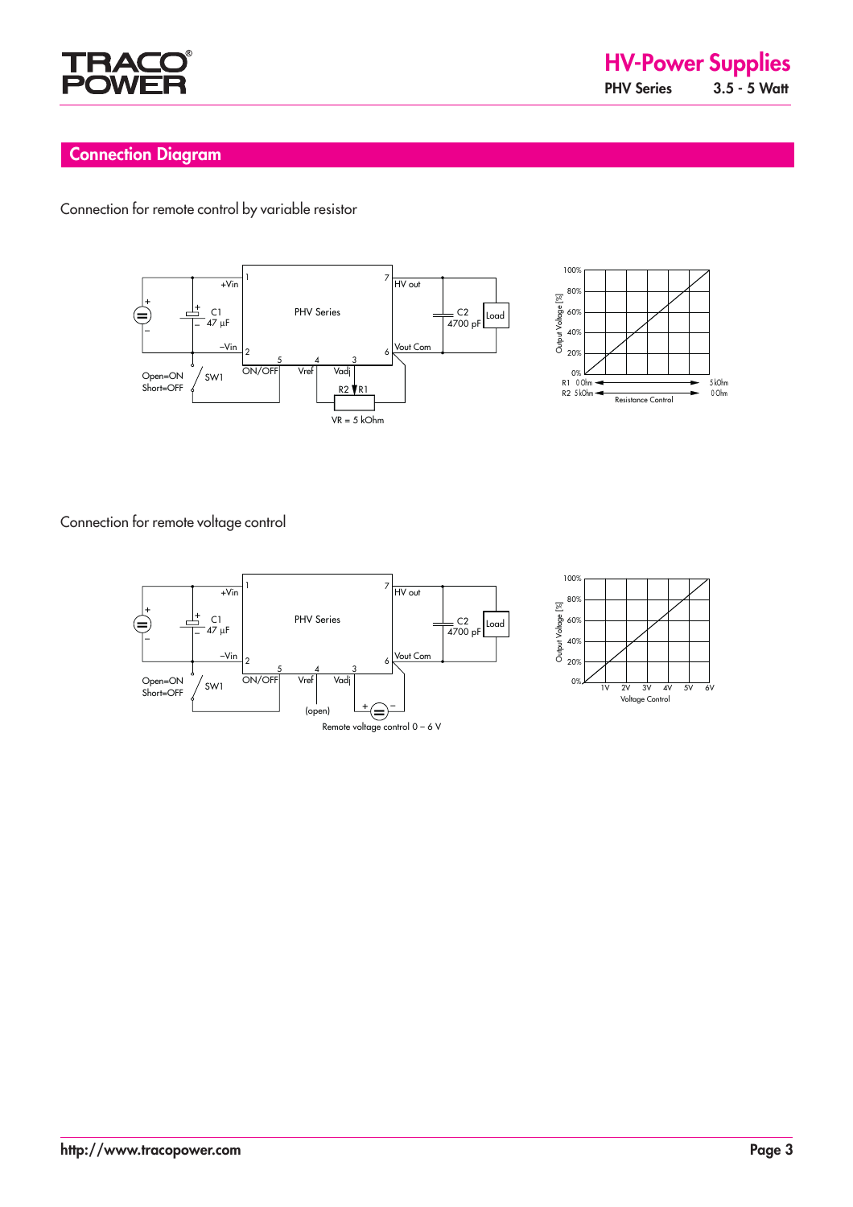## Connection Diagram

Connection for remote control by variable resistor

Connection for remote voltage control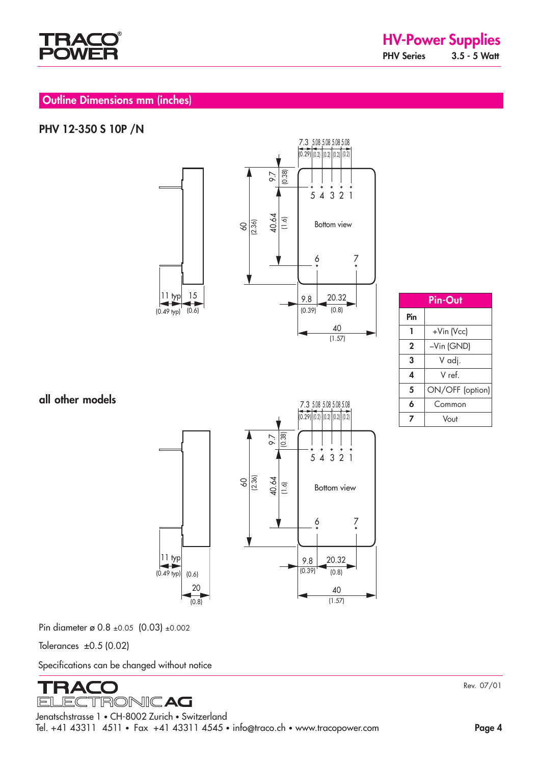## Outline Dimensions mm (inches)

### PHV 12-350 S 10P /N

7.3 5.08 5.08 5.08 5.08
(0.29) (0.2) (0.2) (0.2) (0.2)
9.7 (0.38)
60 (2.36)
40.64 (1.6)
5 4 3 2 1
Bottom view
6 7
11 typ (0.49 typ)
15 (0.6)
9.8 (0.39)
20.32 (0.8)
40 (1.57)

| Pin-Out | |
|---|---|
| **Pin** | |
| **1** | +Vin (Vcc) |
| **2** | –Vin (GND) |
| **3** | V adj. |
| **4** | V ref. |
| **5** | ON/OFF (option) |
| **6** | Common |
| **7** | Vout |

### all other models

7.3 5.08 5.08 5.08 5.08
(0.29) (0.2) (0.2) (0.2) (0.2)
9.7 (0.38)
60 (2.36)
40.64 (1.6)
5 4 3 2 1
Bottom view
6 7
11 typ (0.49 typ)
(0.6)
20 (0.8)
9.8 (0.39)
20.32 (0.8)
40 (1.57)

Pin diameter ø 0.8 ±0.05 (0.03) ±0.002

Tolerances ±0.5 (0.02)

Specifications can be changed without notice

Rev. 07/01